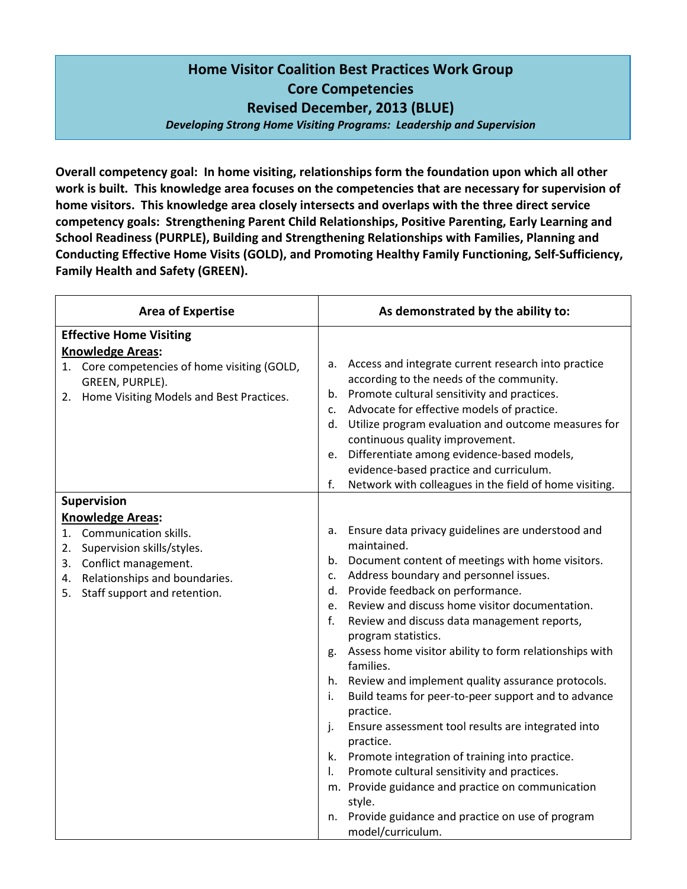# Home Visitor Coalition Best Practices Work Group
## Core Competencies
## Revised December, 2013 (BLUE)
*Developing Strong Home Visiting Programs: Leadership and Supervision*

**Overall competency goal: In home visiting, relationships form the foundation upon which all other work is built. This knowledge area focuses on the competencies that are necessary for supervision of home visitors. This knowledge area closely intersects and overlaps with the three direct service competency goals: Strengthening Parent Child Relationships, Positive Parenting, Early Learning and School Readiness (PURPLE), Building and Strengthening Relationships with Families, Planning and Conducting Effective Home Visits (GOLD), and Promoting Healthy Family Functioning, Self-Sufficiency, Family Health and Safety (GREEN).**

| Area of Expertise | As demonstrated by the ability to: |
|---|---|
| **Effective Home Visiting**<br>**Knowledge Areas:**<br>1. Core competencies of home visiting (GOLD, GREEN, PURPLE).<br>2. Home Visiting Models and Best Practices. | a. Access and integrate current research into practice according to the needs of the community.<br>b. Promote cultural sensitivity and practices.<br>c. Advocate for effective models of practice.<br>d. Utilize program evaluation and outcome measures for continuous quality improvement.<br>e. Differentiate among evidence-based models, evidence-based practice and curriculum.<br>f. Network with colleagues in the field of home visiting. |
| **Supervision**<br>**Knowledge Areas:**<br>1. Communication skills.<br>2. Supervision skills/styles.<br>3. Conflict management.<br>4. Relationships and boundaries.<br>5. Staff support and retention. | a. Ensure data privacy guidelines are understood and maintained.<br>b. Document content of meetings with home visitors.<br>c. Address boundary and personnel issues.<br>d. Provide feedback on performance.<br>e. Review and discuss home visitor documentation.<br>f. Review and discuss data management reports, program statistics.<br>g. Assess home visitor ability to form relationships with families.<br>h. Review and implement quality assurance protocols.<br>i. Build teams for peer-to-peer support and to advance practice.<br>j. Ensure assessment tool results are integrated into practice.<br>k. Promote integration of training into practice.<br>l. Promote cultural sensitivity and practices.<br>m. Provide guidance and practice on communication style.<br>n. Provide guidance and practice on use of program model/curriculum. |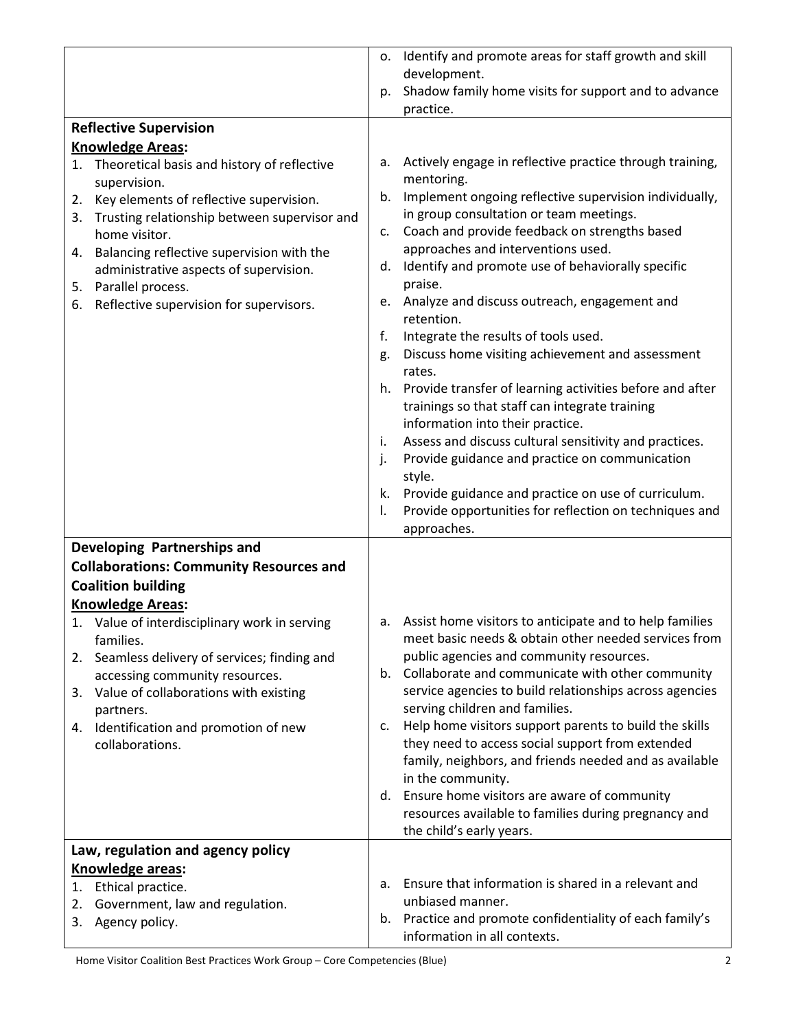| | |
|---|---|
| | o. Identify and promote areas for staff growth and skill development.<br>p. Shadow family home visits for support and to advance practice. |
| **Reflective Supervision**<br>**<u>Knowledge Areas</u>:**<br>1. Theoretical basis and history of reflective supervision.<br>2. Key elements of reflective supervision.<br>3. Trusting relationship between supervisor and home visitor.<br>4. Balancing reflective supervision with the administrative aspects of supervision.<br>5. Parallel process.<br>6. Reflective supervision for supervisors. | a. Actively engage in reflective practice through training, mentoring.<br>b. Implement ongoing reflective supervision individually, in group consultation or team meetings.<br>c. Coach and provide feedback on strengths based approaches and interventions used.<br>d. Identify and promote use of behaviorally specific praise.<br>e. Analyze and discuss outreach, engagement and retention.<br>f. Integrate the results of tools used.<br>g. Discuss home visiting achievement and assessment rates.<br>h. Provide transfer of learning activities before and after trainings so that staff can integrate training information into their practice.<br>i. Assess and discuss cultural sensitivity and practices.<br>j. Provide guidance and practice on communication style.<br>k. Provide guidance and practice on use of curriculum.<br>l. Provide opportunities for reflection on techniques and approaches. |
| **Developing Partnerships and Collaborations: Community Resources and Coalition building**<br>**<u>Knowledge Areas</u>:**<br>1. Value of interdisciplinary work in serving families.<br>2. Seamless delivery of services; finding and accessing community resources.<br>3. Value of collaborations with existing partners.<br>4. Identification and promotion of new collaborations. | a. Assist home visitors to anticipate and to help families meet basic needs & obtain other needed services from public agencies and community resources.<br>b. Collaborate and communicate with other community service agencies to build relationships across agencies serving children and families.<br>c. Help home visitors support parents to build the skills they need to access social support from extended family, neighbors, and friends needed and as available in the community.<br>d. Ensure home visitors are aware of community resources available to families during pregnancy and the child's early years. |
| **Law, regulation and agency policy**<br>**<u>Knowledge areas</u>:**<br>1. Ethical practice.<br>2. Government, law and regulation.<br>3. Agency policy. | a. Ensure that information is shared in a relevant and unbiased manner.<br>b. Practice and promote confidentiality of each family's information in all contexts. |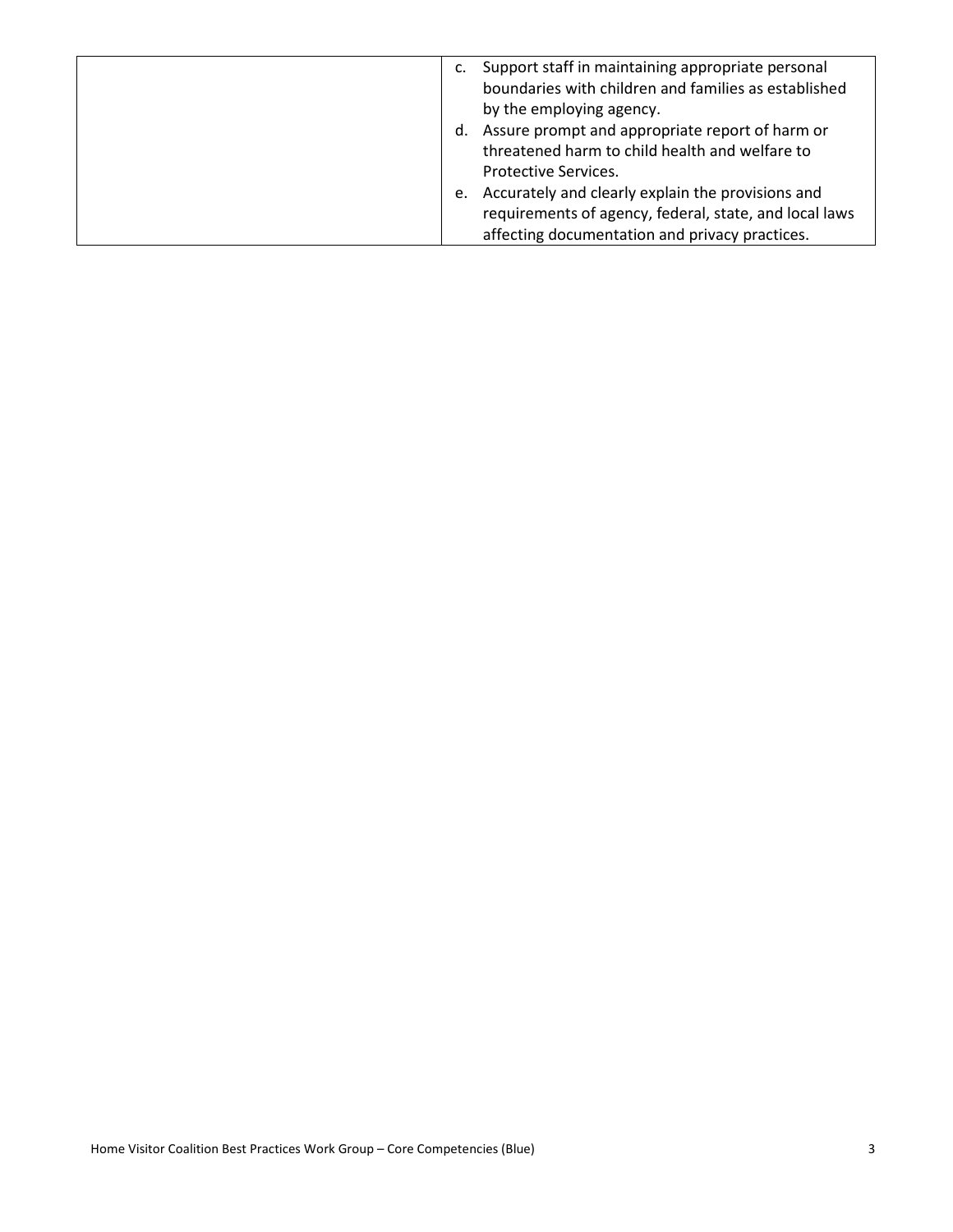| | |
|---|---|
| | c. Support staff in maintaining appropriate personal boundaries with children and families as established by the employing agency.<br>d. Assure prompt and appropriate report of harm or threatened harm to child health and welfare to Protective Services.<br>e. Accurately and clearly explain the provisions and requirements of agency, federal, state, and local laws affecting documentation and privacy practices. |